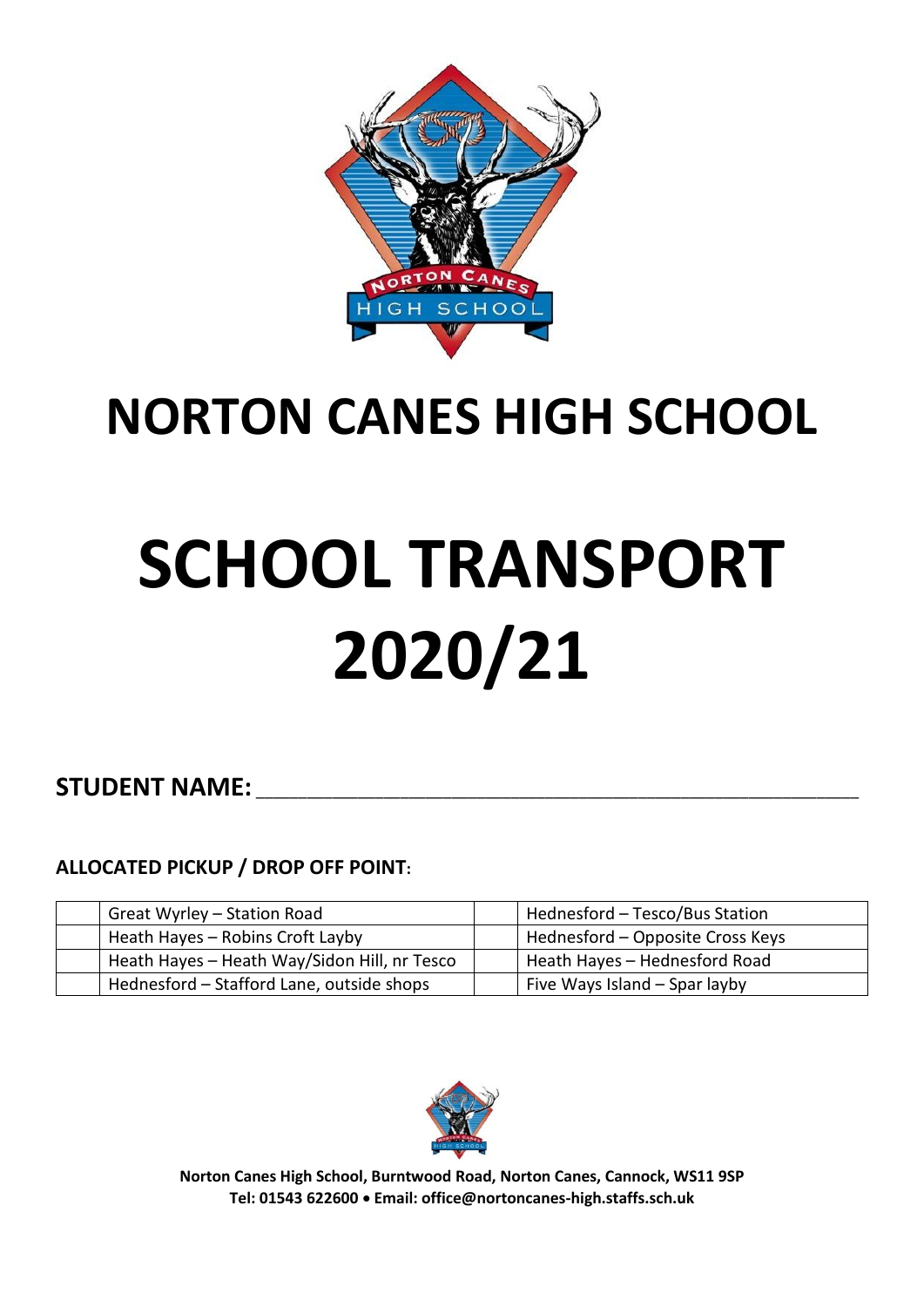# NORTON CANES HIGH SCHOOL

# SCHOOL TRANSPORT 2020/21

**STUDENT NAME:** ____________________________________________

**ALLOCATED PICKUP / DROP OFF POINT:**

| | | | |
|---|---|---|---|
| | Great Wyrley – Station Road | | Hednesford – Tesco/Bus Station |
| | Heath Hayes – Robins Croft Layby | | Hednesford – Opposite Cross Keys |
| | Heath Hayes – Heath Way/Sidon Hill, nr Tesco | | Heath Hayes – Hednesford Road |
| | Hednesford – Stafford Lane, outside shops | | Five Ways Island – Spar layby |

**Norton Canes High School, Burntwood Road, Norton Canes, Cannock, WS11 9SP**
**Tel: 01543 622600 • Email: office@nortoncanes-high.staffs.sch.uk**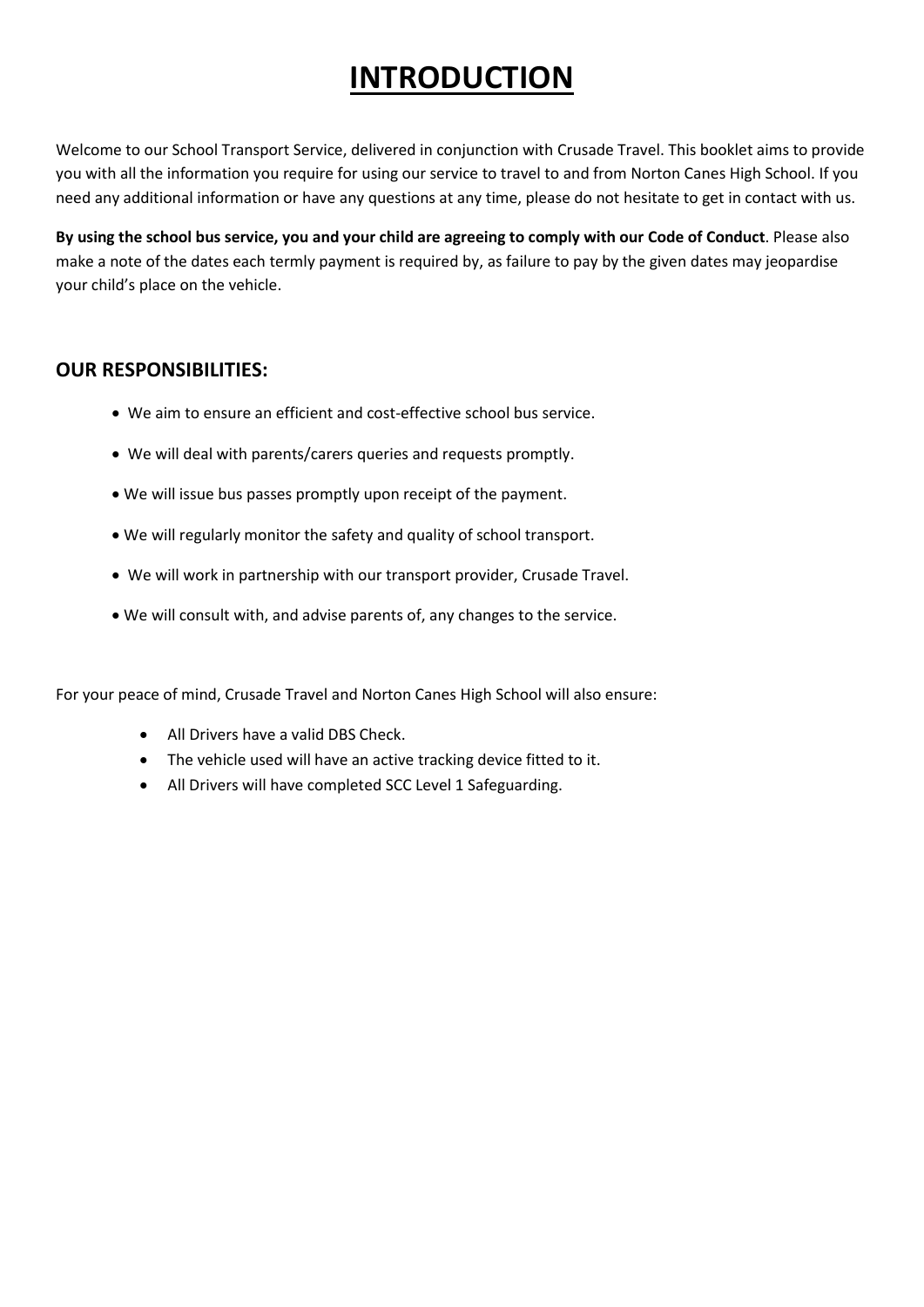# INTRODUCTION

Welcome to our School Transport Service, delivered in conjunction with Crusade Travel. This booklet aims to provide you with all the information you require for using our service to travel to and from Norton Canes High School. If you need any additional information or have any questions at any time, please do not hesitate to get in contact with us.

**By using the school bus service, you and your child are agreeing to comply with our Code of Conduct**. Please also make a note of the dates each termly payment is required by, as failure to pay by the given dates may jeopardise your child's place on the vehicle.

## OUR RESPONSIBILITIES:

- We aim to ensure an efficient and cost-effective school bus service.
- We will deal with parents/carers queries and requests promptly.
- We will issue bus passes promptly upon receipt of the payment.
- We will regularly monitor the safety and quality of school transport.
- We will work in partnership with our transport provider, Crusade Travel.
- We will consult with, and advise parents of, any changes to the service.

For your peace of mind, Crusade Travel and Norton Canes High School will also ensure:

- All Drivers have a valid DBS Check.
- The vehicle used will have an active tracking device fitted to it.
- All Drivers will have completed SCC Level 1 Safeguarding.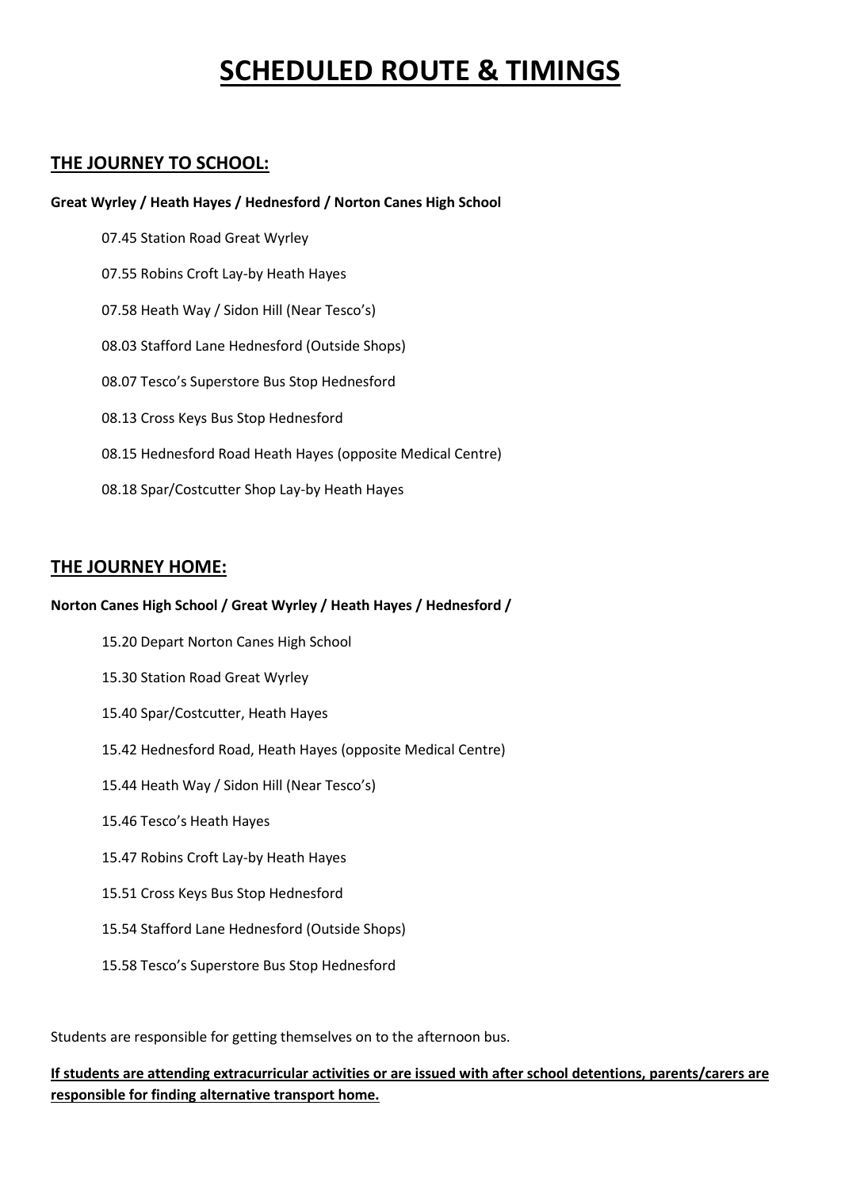# SCHEDULED ROUTE & TIMINGS

## THE JOURNEY TO SCHOOL:

**Great Wyrley / Heath Hayes / Hednesford / Norton Canes High School**

07.45 Station Road Great Wyrley

07.55 Robins Croft Lay-by Heath Hayes

07.58 Heath Way / Sidon Hill (Near Tesco's)

08.03 Stafford Lane Hednesford (Outside Shops)

08.07 Tesco's Superstore Bus Stop Hednesford

08.13 Cross Keys Bus Stop Hednesford

08.15 Hednesford Road Heath Hayes (opposite Medical Centre)

08.18 Spar/Costcutter Shop Lay-by Heath Hayes

## THE JOURNEY HOME:

**Norton Canes High School / Great Wyrley / Heath Hayes / Hednesford /**

15.20 Depart Norton Canes High School

15.30 Station Road Great Wyrley

15.40 Spar/Costcutter, Heath Hayes

15.42 Hednesford Road, Heath Hayes (opposite Medical Centre)

15.44 Heath Way / Sidon Hill (Near Tesco's)

15.46 Tesco's Heath Hayes

15.47 Robins Croft Lay-by Heath Hayes

15.51 Cross Keys Bus Stop Hednesford

15.54 Stafford Lane Hednesford (Outside Shops)

15.58 Tesco's Superstore Bus Stop Hednesford

Students are responsible for getting themselves on to the afternoon bus.

**If students are attending extracurricular activities or are issued with after school detentions, parents/carers are responsible for finding alternative transport home.**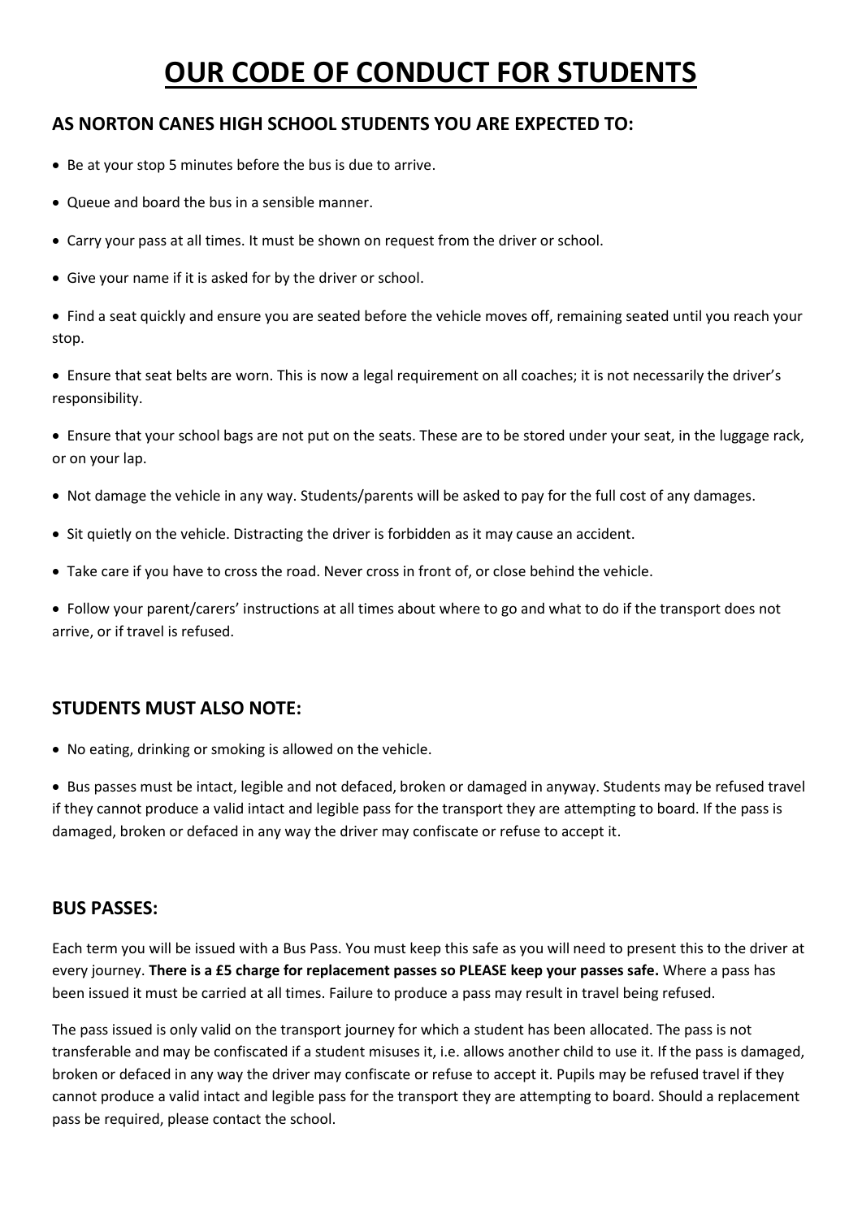# OUR CODE OF CONDUCT FOR STUDENTS

## AS NORTON CANES HIGH SCHOOL STUDENTS YOU ARE EXPECTED TO:

- Be at your stop 5 minutes before the bus is due to arrive.
- Queue and board the bus in a sensible manner.
- Carry your pass at all times. It must be shown on request from the driver or school.
- Give your name if it is asked for by the driver or school.
- Find a seat quickly and ensure you are seated before the vehicle moves off, remaining seated until you reach your stop.
- Ensure that seat belts are worn. This is now a legal requirement on all coaches; it is not necessarily the driver's responsibility.
- Ensure that your school bags are not put on the seats. These are to be stored under your seat, in the luggage rack, or on your lap.
- Not damage the vehicle in any way. Students/parents will be asked to pay for the full cost of any damages.
- Sit quietly on the vehicle. Distracting the driver is forbidden as it may cause an accident.
- Take care if you have to cross the road. Never cross in front of, or close behind the vehicle.
- Follow your parent/carers' instructions at all times about where to go and what to do if the transport does not arrive, or if travel is refused.

## STUDENTS MUST ALSO NOTE:

- No eating, drinking or smoking is allowed on the vehicle.
- Bus passes must be intact, legible and not defaced, broken or damaged in anyway. Students may be refused travel if they cannot produce a valid intact and legible pass for the transport they are attempting to board. If the pass is damaged, broken or defaced in any way the driver may confiscate or refuse to accept it.

## BUS PASSES:

Each term you will be issued with a Bus Pass. You must keep this safe as you will need to present this to the driver at every journey. **There is a £5 charge for replacement passes so PLEASE keep your passes safe.** Where a pass has been issued it must be carried at all times. Failure to produce a pass may result in travel being refused.

The pass issued is only valid on the transport journey for which a student has been allocated. The pass is not transferable and may be confiscated if a student misuses it, i.e. allows another child to use it. If the pass is damaged, broken or defaced in any way the driver may confiscate or refuse to accept it. Pupils may be refused travel if they cannot produce a valid intact and legible pass for the transport they are attempting to board. Should a replacement pass be required, please contact the school.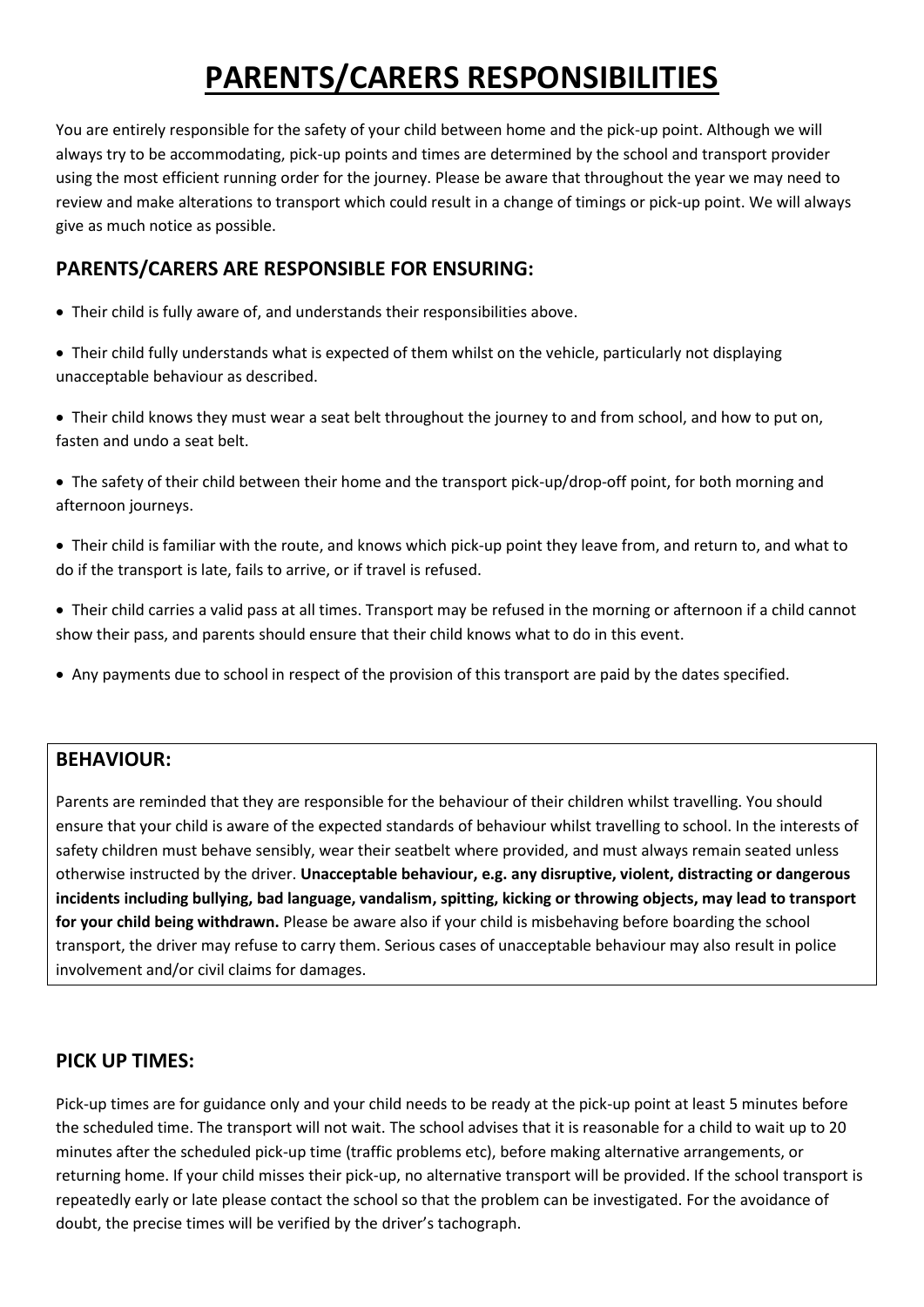# PARENTS/CARERS RESPONSIBILITIES

You are entirely responsible for the safety of your child between home and the pick-up point. Although we will always try to be accommodating, pick-up points and times are determined by the school and transport provider using the most efficient running order for the journey. Please be aware that throughout the year we may need to review and make alterations to transport which could result in a change of timings or pick-up point. We will always give as much notice as possible.

## PARENTS/CARERS ARE RESPONSIBLE FOR ENSURING:

- Their child is fully aware of, and understands their responsibilities above.
- Their child fully understands what is expected of them whilst on the vehicle, particularly not displaying unacceptable behaviour as described.
- Their child knows they must wear a seat belt throughout the journey to and from school, and how to put on, fasten and undo a seat belt.
- The safety of their child between their home and the transport pick-up/drop-off point, for both morning and afternoon journeys.
- Their child is familiar with the route, and knows which pick-up point they leave from, and return to, and what to do if the transport is late, fails to arrive, or if travel is refused.
- Their child carries a valid pass at all times. Transport may be refused in the morning or afternoon if a child cannot show their pass, and parents should ensure that their child knows what to do in this event.
- Any payments due to school in respect of the provision of this transport are paid by the dates specified.

## BEHAVIOUR:

Parents are reminded that they are responsible for the behaviour of their children whilst travelling. You should ensure that your child is aware of the expected standards of behaviour whilst travelling to school. In the interests of safety children must behave sensibly, wear their seatbelt where provided, and must always remain seated unless otherwise instructed by the driver. **Unacceptable behaviour, e.g. any disruptive, violent, distracting or dangerous incidents including bullying, bad language, vandalism, spitting, kicking or throwing objects, may lead to transport for your child being withdrawn.** Please be aware also if your child is misbehaving before boarding the school transport, the driver may refuse to carry them. Serious cases of unacceptable behaviour may also result in police involvement and/or civil claims for damages.

## PICK UP TIMES:

Pick-up times are for guidance only and your child needs to be ready at the pick-up point at least 5 minutes before the scheduled time. The transport will not wait. The school advises that it is reasonable for a child to wait up to 20 minutes after the scheduled pick-up time (traffic problems etc), before making alternative arrangements, or returning home. If your child misses their pick-up, no alternative transport will be provided. If the school transport is repeatedly early or late please contact the school so that the problem can be investigated. For the avoidance of doubt, the precise times will be verified by the driver's tachograph.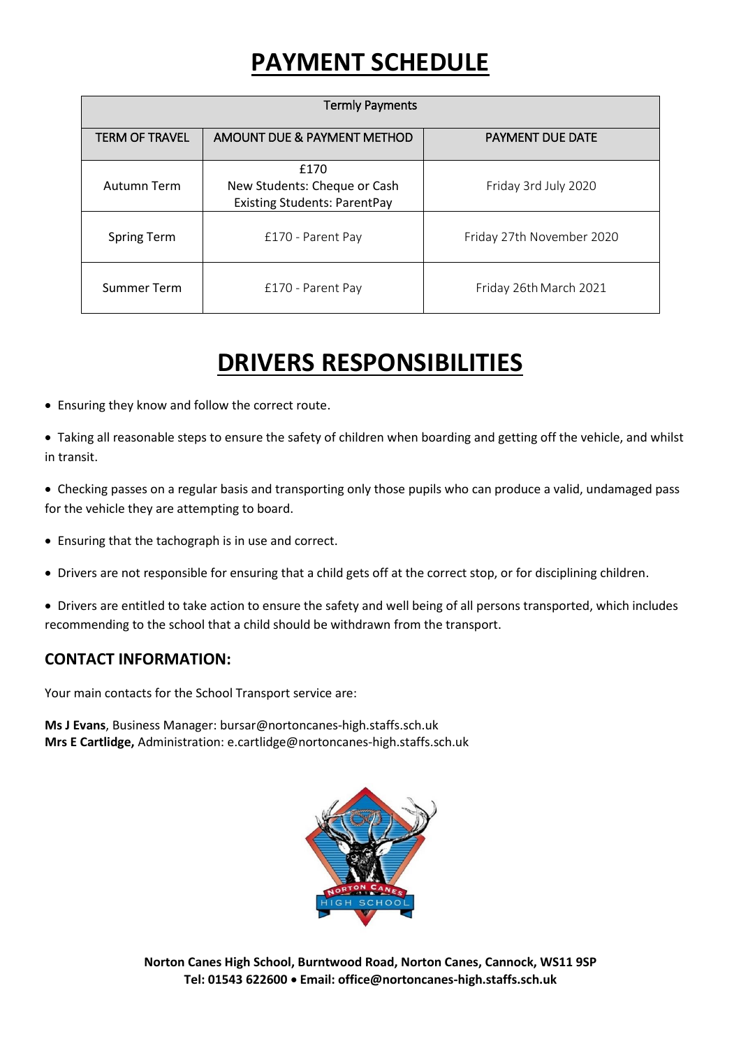# PAYMENT SCHEDULE

| Termly Payments | | |
|---|---|---|
| TERM OF TRAVEL | AMOUNT DUE & PAYMENT METHOD | PAYMENT DUE DATE |
| Autumn Term | £170<br>New Students: Cheque or Cash<br>Existing Students: ParentPay | Friday 3rd July 2020 |
| Spring Term | £170 - Parent Pay | Friday 27th November 2020 |
| Summer Term | £170 - Parent Pay | Friday 26th March 2021 |

# DRIVERS RESPONSIBILITIES

- Ensuring they know and follow the correct route.
- Taking all reasonable steps to ensure the safety of children when boarding and getting off the vehicle, and whilst in transit.
- Checking passes on a regular basis and transporting only those pupils who can produce a valid, undamaged pass for the vehicle they are attempting to board.
- Ensuring that the tachograph is in use and correct.
- Drivers are not responsible for ensuring that a child gets off at the correct stop, or for disciplining children.
- Drivers are entitled to take action to ensure the safety and well being of all persons transported, which includes recommending to the school that a child should be withdrawn from the transport.

## CONTACT INFORMATION:

Your main contacts for the School Transport service are:

**Ms J Evans**, Business Manager: bursar@nortoncanes-high.staffs.sch.uk
**Mrs E Cartlidge,** Administration: e.cartlidge@nortoncanes-high.staffs.sch.uk

**Norton Canes High School, Burntwood Road, Norton Canes, Cannock, WS11 9SP**
**Tel: 01543 622600 • Email: office@nortoncanes-high.staffs.sch.uk**